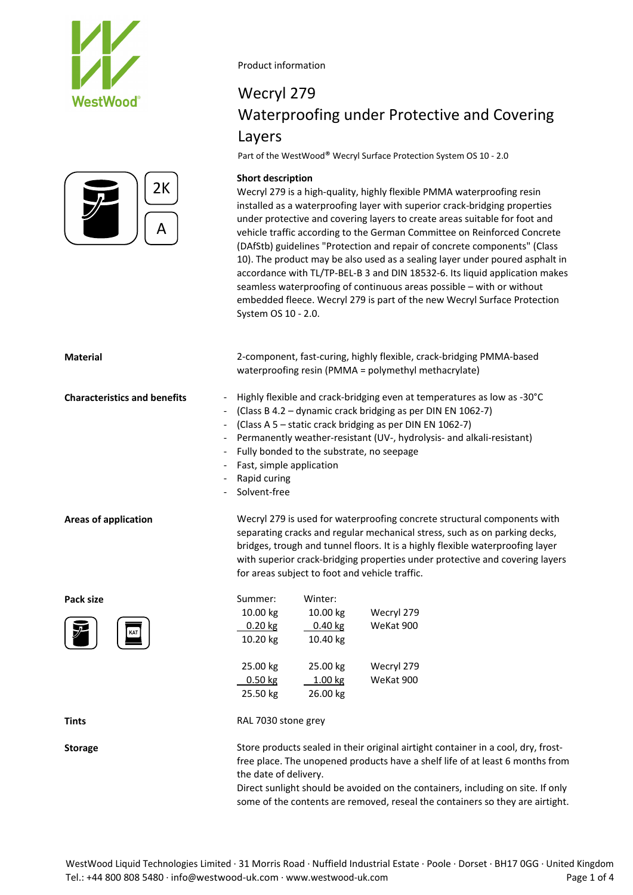Product information

# Wecryl 279
# Waterproofing under Protective and Covering Layers

Part of the WestWood® Wecryl Surface Protection System OS 10 - 2.0

2K

A

**Short description**

Wecryl 279 is a high-quality, highly flexible PMMA waterproofing resin installed as a waterproofing layer with superior crack-bridging properties under protective and covering layers to create areas suitable for foot and vehicle traffic according to the German Committee on Reinforced Concrete (DAfStb) guidelines "Protection and repair of concrete components" (Class 10). The product may be also used as a sealing layer under poured asphalt in accordance with TL/TP-BEL-B 3 and DIN 18532-6. Its liquid application makes seamless waterproofing of continuous areas possible – with or without embedded fleece. Wecryl 279 is part of the new Wecryl Surface Protection System OS 10 - 2.0.

**Material**

2-component, fast-curing, highly flexible, crack-bridging PMMA-based waterproofing resin (PMMA = polymethyl methacrylate)

**Characteristics and benefits**

- Highly flexible and crack-bridging even at temperatures as low as -30°C
- (Class B 4.2 – dynamic crack bridging as per DIN EN 1062-7)
- (Class A 5 – static crack bridging as per DIN EN 1062-7)
- Permanently weather-resistant (UV-, hydrolysis- and alkali-resistant)
- Fully bonded to the substrate, no seepage
- Fast, simple application
- Rapid curing
- Solvent-free

**Areas of application**

Wecryl 279 is used for waterproofing concrete structural components with separating cracks and regular mechanical stress, such as on parking decks, bridges, trough and tunnel floors. It is a highly flexible waterproofing layer with superior crack-bridging properties under protective and covering layers for areas subject to foot and vehicle traffic.

**Pack size**

| Summer: | Winter: | |
|---|---|---|
| 10.00 kg | 10.00 kg | Wecryl 279 |
| 0.20 kg | 0.40 kg | WeKat 900 |
| 10.20 kg | 10.40 kg | |
| | | |
| 25.00 kg | 25.00 kg | Wecryl 279 |
| 0.50 kg | 1.00 kg | WeKat 900 |
| 25.50 kg | 26.00 kg | |

**Tints**

RAL 7030 stone grey

**Storage**

Store products sealed in their original airtight container in a cool, dry, frost-free place. The unopened products have a shelf life of at least 6 months from the date of delivery.
Direct sunlight should be avoided on the containers, including on site. If only some of the contents are removed, reseal the containers so they are airtight.

WestWood Liquid Technologies Limited · 31 Morris Road · Nuffield Industrial Estate · Poole · Dorset · BH17 0GG · United Kingdom
Tel.: +44 800 808 5480 · info@westwood-uk.com · www.westwood-uk.com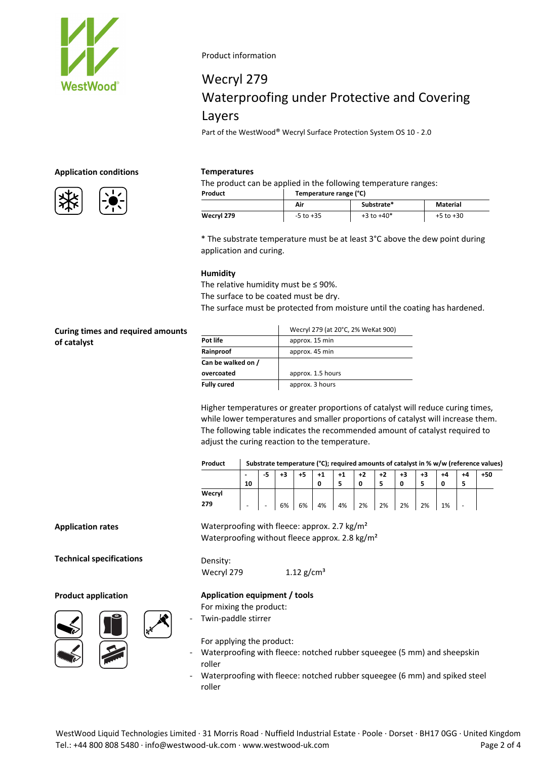Product information

# Wecryl 279

## Waterproofing under Protective and Covering Layers

Part of the WestWood® Wecryl Surface Protection System OS 10 - 2.0

### Application conditions

**Temperatures**

The product can be applied in the following temperature ranges:

| Product | Temperature range (°C) | | |
|---|---|---|---|
| | Air | Substrate* | Material |
| Wecryl 279 | -5 to +35 | +3 to +40* | +5 to +30 |

* The substrate temperature must be at least 3°C above the dew point during application and curing.

**Humidity**

The relative humidity must be ≤ 90%.
The surface to be coated must be dry.
The surface must be protected from moisture until the coating has hardened.

### Curing times and required amounts of catalyst

| | Wecryl 279 (at 20°C, 2% WeKat 900) |
|---|---|
| Pot life | approx. 15 min |
| Rainproof | approx. 45 min |
| Can be walked on / overcoated | approx. 1.5 hours |
| Fully cured | approx. 3 hours |

Higher temperatures or greater proportions of catalyst will reduce curing times, while lower temperatures and smaller proportions of catalyst will increase them. The following table indicates the recommended amount of catalyst required to adjust the curing reaction to the temperature.

| Product | Substrate temperature (°C); required amounts of catalyst in % w/w (reference values) | | | | | | | | | | | | |
|---|---|---|---|---|---|---|---|---|---|---|---|---|---|
| | -10 | -5 | +3 | +5 | +10 | +15 | +20 | +25 | +30 | +35 | +40 | +45 | +50 |
| Wecryl 279 | - | - | 6% | 6% | 4% | 4% | 2% | 2% | 2% | 2% | 1% | - | |

### Application rates

Waterproofing with fleece: approx. 2.7 kg/m²
Waterproofing without fleece approx. 2.8 kg/m²

### Technical specifications

Density:

Wecryl 279 1.12 g/cm³

### Product application

**Application equipment / tools**

For mixing the product:

- Twin-paddle stirrer

For applying the product:

- Waterproofing with fleece: notched rubber squeegee (5 mm) and sheepskin roller
- Waterproofing with fleece: notched rubber squeegee (6 mm) and spiked steel roller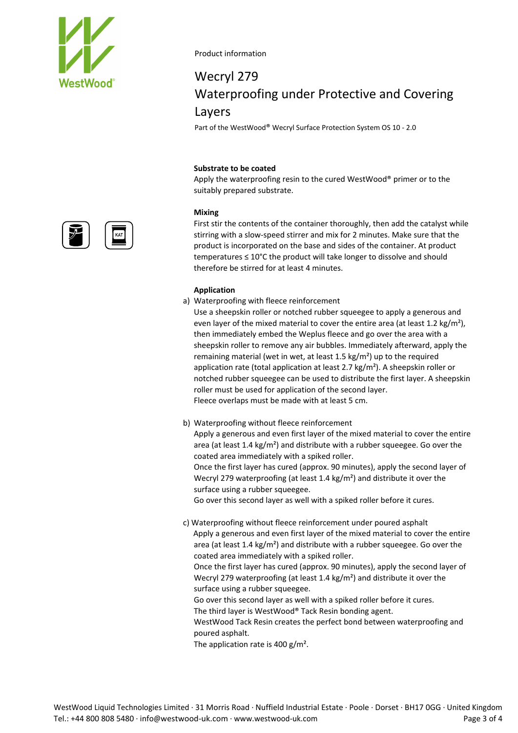Product information

# Wecryl 279
# Waterproofing under Protective and Covering Layers

Part of the WestWood® Wecryl Surface Protection System OS 10 - 2.0

**Substrate to be coated**

Apply the waterproofing resin to the cured WestWood® primer or to the suitably prepared substrate.

**Mixing**

First stir the contents of the container thoroughly, then add the catalyst while stirring with a slow-speed stirrer and mix for 2 minutes. Make sure that the product is incorporated on the base and sides of the container. At product temperatures ≤ 10°C the product will take longer to dissolve and should therefore be stirred for at least 4 minutes.

**Application**

a) Waterproofing with fleece reinforcement
Use a sheepskin roller or notched rubber squeegee to apply a generous and even layer of the mixed material to cover the entire area (at least 1.2 kg/m²), then immediately embed the Weplus fleece and go over the area with a sheepskin roller to remove any air bubbles. Immediately afterward, apply the remaining material (wet in wet, at least 1.5 kg/m²) up to the required application rate (total application at least 2.7 kg/m²). A sheepskin roller or notched rubber squeegee can be used to distribute the first layer. A sheepskin roller must be used for application of the second layer.
Fleece overlaps must be made with at least 5 cm.

b) Waterproofing without fleece reinforcement
Apply a generous and even first layer of the mixed material to cover the entire area (at least 1.4 kg/m²) and distribute with a rubber squeegee. Go over the coated area immediately with a spiked roller.
Once the first layer has cured (approx. 90 minutes), apply the second layer of Wecryl 279 waterproofing (at least 1.4 kg/m²) and distribute it over the surface using a rubber squeegee.
Go over this second layer as well with a spiked roller before it cures.

c) Waterproofing without fleece reinforcement under poured asphalt
Apply a generous and even first layer of the mixed material to cover the entire area (at least 1.4 kg/m²) and distribute with a rubber squeegee. Go over the coated area immediately with a spiked roller.
Once the first layer has cured (approx. 90 minutes), apply the second layer of Wecryl 279 waterproofing (at least 1.4 kg/m²) and distribute it over the surface using a rubber squeegee.
Go over this second layer as well with a spiked roller before it cures.
The third layer is WestWood® Tack Resin bonding agent.
WestWood Tack Resin creates the perfect bond between waterproofing and poured asphalt.
The application rate is 400 g/m².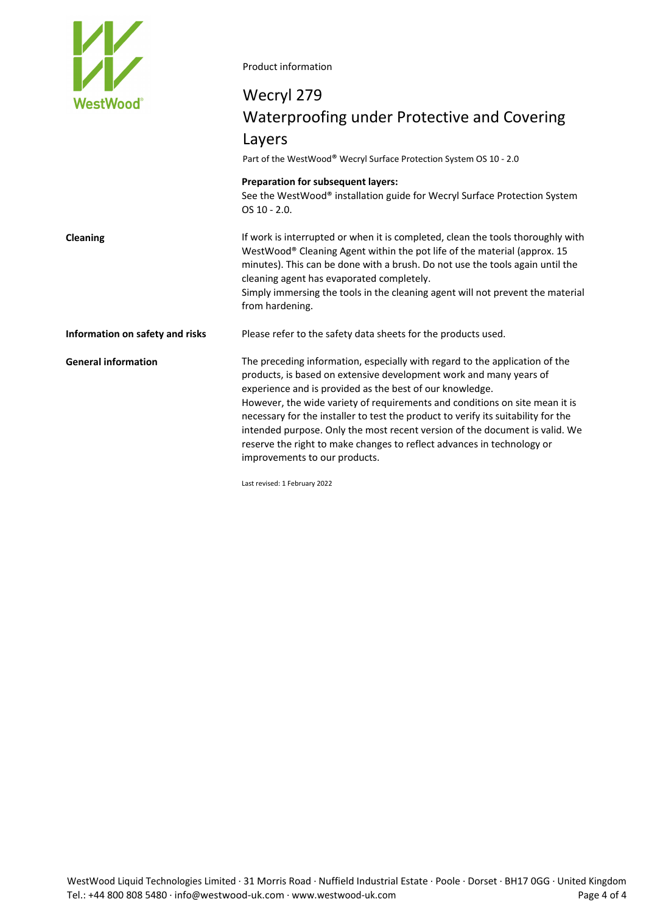Product information

# Wecryl 279
## Waterproofing under Protective and Covering Layers

Part of the WestWood® Wecryl Surface Protection System OS 10 - 2.0

**Preparation for subsequent layers:**
See the WestWood® installation guide for Wecryl Surface Protection System OS 10 - 2.0.

**Cleaning**

If work is interrupted or when it is completed, clean the tools thoroughly with WestWood® Cleaning Agent within the pot life of the material (approx. 15 minutes). This can be done with a brush. Do not use the tools again until the cleaning agent has evaporated completely.
Simply immersing the tools in the cleaning agent will not prevent the material from hardening.

**Information on safety and risks**

Please refer to the safety data sheets for the products used.

**General information**

The preceding information, especially with regard to the application of the products, is based on extensive development work and many years of experience and is provided as the best of our knowledge.
However, the wide variety of requirements and conditions on site mean it is necessary for the installer to test the product to verify its suitability for the intended purpose. Only the most recent version of the document is valid. We reserve the right to make changes to reflect advances in technology or improvements to our products.

Last revised: 1 February 2022

WestWood Liquid Technologies Limited · 31 Morris Road · Nuffield Industrial Estate · Poole · Dorset · BH17 0GG · United Kingdom
Tel.: +44 800 808 5480 · info@westwood-uk.com · www.westwood-uk.com